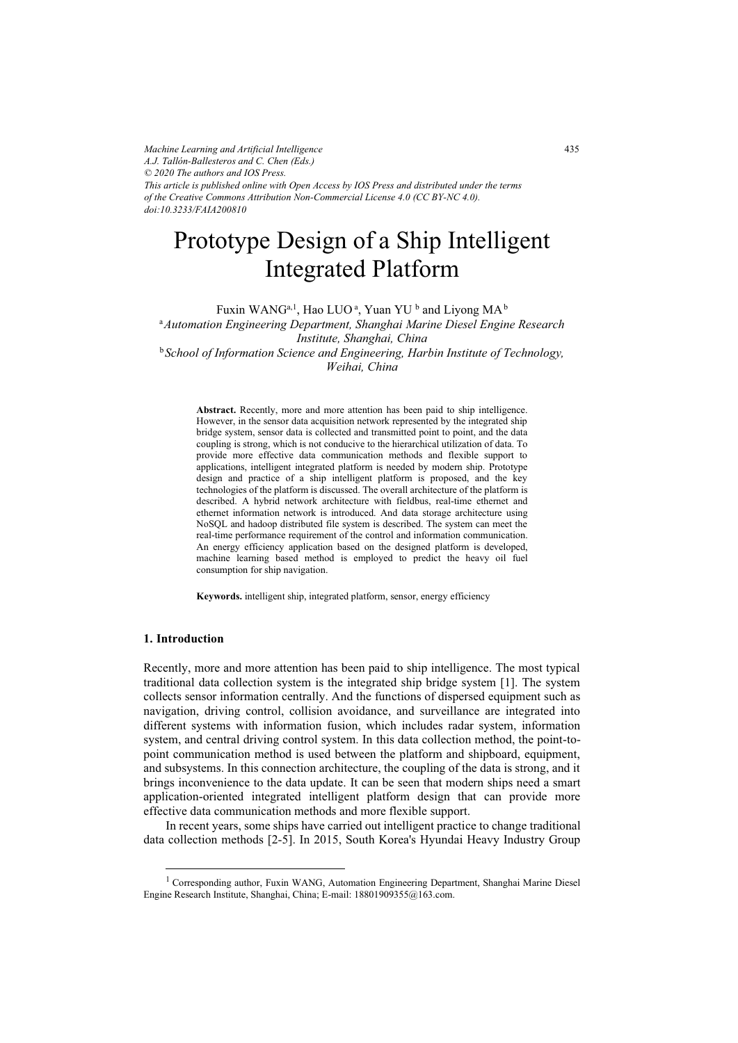# Prototype Design of a Ship Intelligent Integrated Platform

Fuxin WANG[a,1], Hao LUO[a], Yuan YU[b] and Liyong MA[b]

[a] *Automation Engineering Department, Shanghai Marine Diesel Engine Research Institute, Shanghai, China*

[b] *School of Information Science and Engineering, Harbin Institute of Technology, Weihai, China*

**Abstract.** Recently, more and more attention has been paid to ship intelligence. However, in the sensor data acquisition network represented by the integrated ship bridge system, sensor data is collected and transmitted point to point, and the data coupling is strong, which is not conducive to the hierarchical utilization of data. To provide more effective data communication methods and flexible support to applications, intelligent integrated platform is needed by modern ship. Prototype design and practice of a ship intelligent platform is proposed, and the key technologies of the platform is discussed. The overall architecture of the platform is described. A hybrid network architecture with fieldbus, real-time ethernet and ethernet information network is introduced. And data storage architecture using NoSQL and hadoop distributed file system is described. The system can meet the real-time performance requirement of the control and information communication. An energy efficiency application based on the designed platform is developed, machine learning based method is employed to predict the heavy oil fuel consumption for ship navigation.

**Keywords.** intelligent ship, integrated platform, sensor, energy efficiency

## 1. Introduction

Recently, more and more attention has been paid to ship intelligence. The most typical traditional data collection system is the integrated ship bridge system [1]. The system collects sensor information centrally. And the functions of dispersed equipment such as navigation, driving control, collision avoidance, and surveillance are integrated into different systems with information fusion, which includes radar system, information system, and central driving control system. In this data collection method, the point-to-point communication method is used between the platform and shipboard, equipment, and subsystems. In this connection architecture, the coupling of the data is strong, and it brings inconvenience to the data update. It can be seen that modern ships need a smart application-oriented integrated intelligent platform design that can provide more effective data communication methods and more flexible support.

In recent years, some ships have carried out intelligent practice to change traditional data collection methods [2-5]. In 2015, South Korea's Hyundai Heavy Industry Group

---

[1] Corresponding author, Fuxin WANG, Automation Engineering Department, Shanghai Marine Diesel Engine Research Institute, Shanghai, China; E-mail: 18801909355@163.com.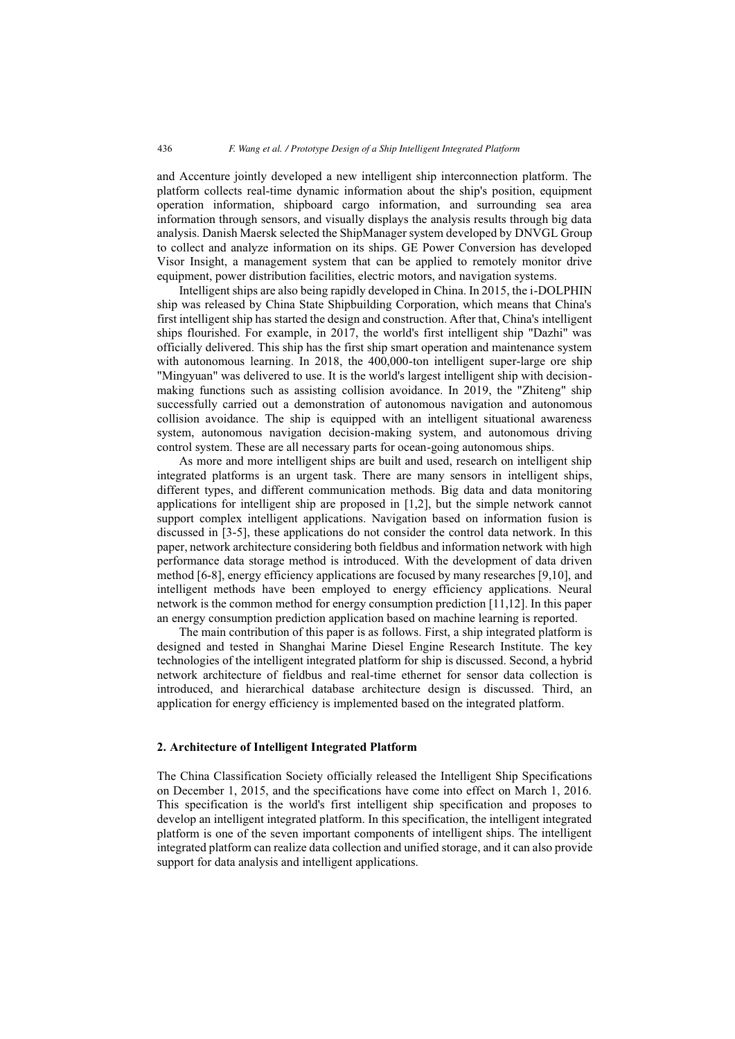and Accenture jointly developed a new intelligent ship interconnection platform. The platform collects real-time dynamic information about the ship's position, equipment operation information, shipboard cargo information, and surrounding sea area information through sensors, and visually displays the analysis results through big data analysis. Danish Maersk selected the ShipManager system developed by DNVGL Group to collect and analyze information on its ships. GE Power Conversion has developed Visor Insight, a management system that can be applied to remotely monitor drive equipment, power distribution facilities, electric motors, and navigation systems.

Intelligent ships are also being rapidly developed in China. In 2015, the i-DOLPHIN ship was released by China State Shipbuilding Corporation, which means that China's first intelligent ship has started the design and construction. After that, China's intelligent ships flourished. For example, in 2017, the world's first intelligent ship "Dazhi" was officially delivered. This ship has the first ship smart operation and maintenance system with autonomous learning. In 2018, the 400,000-ton intelligent super-large ore ship "Mingyuan" was delivered to use. It is the world's largest intelligent ship with decision-making functions such as assisting collision avoidance. In 2019, the "Zhiteng" ship successfully carried out a demonstration of autonomous navigation and autonomous collision avoidance. The ship is equipped with an intelligent situational awareness system, autonomous navigation decision-making system, and autonomous driving control system. These are all necessary parts for ocean-going autonomous ships.

As more and more intelligent ships are built and used, research on intelligent ship integrated platforms is an urgent task. There are many sensors in intelligent ships, different types, and different communication methods. Big data and data monitoring applications for intelligent ship are proposed in [1,2], but the simple network cannot support complex intelligent applications. Navigation based on information fusion is discussed in [3-5], these applications do not consider the control data network. In this paper, network architecture considering both fieldbus and information network with high performance data storage method is introduced. With the development of data driven method [6-8], energy efficiency applications are focused by many researches [9,10], and intelligent methods have been employed to energy efficiency applications. Neural network is the common method for energy consumption prediction [11,12]. In this paper an energy consumption prediction application based on machine learning is reported.

The main contribution of this paper is as follows. First, a ship integrated platform is designed and tested in Shanghai Marine Diesel Engine Research Institute. The key technologies of the intelligent integrated platform for ship is discussed. Second, a hybrid network architecture of fieldbus and real-time ethernet for sensor data collection is introduced, and hierarchical database architecture design is discussed. Third, an application for energy efficiency is implemented based on the integrated platform.

## 2. Architecture of Intelligent Integrated Platform

The China Classification Society officially released the Intelligent Ship Specifications on December 1, 2015, and the specifications have come into effect on March 1, 2016. This specification is the world's first intelligent ship specification and proposes to develop an intelligent integrated platform. In this specification, the intelligent integrated platform is one of the seven important components of intelligent ships. The intelligent integrated platform can realize data collection and unified storage, and it can also provide support for data analysis and intelligent applications.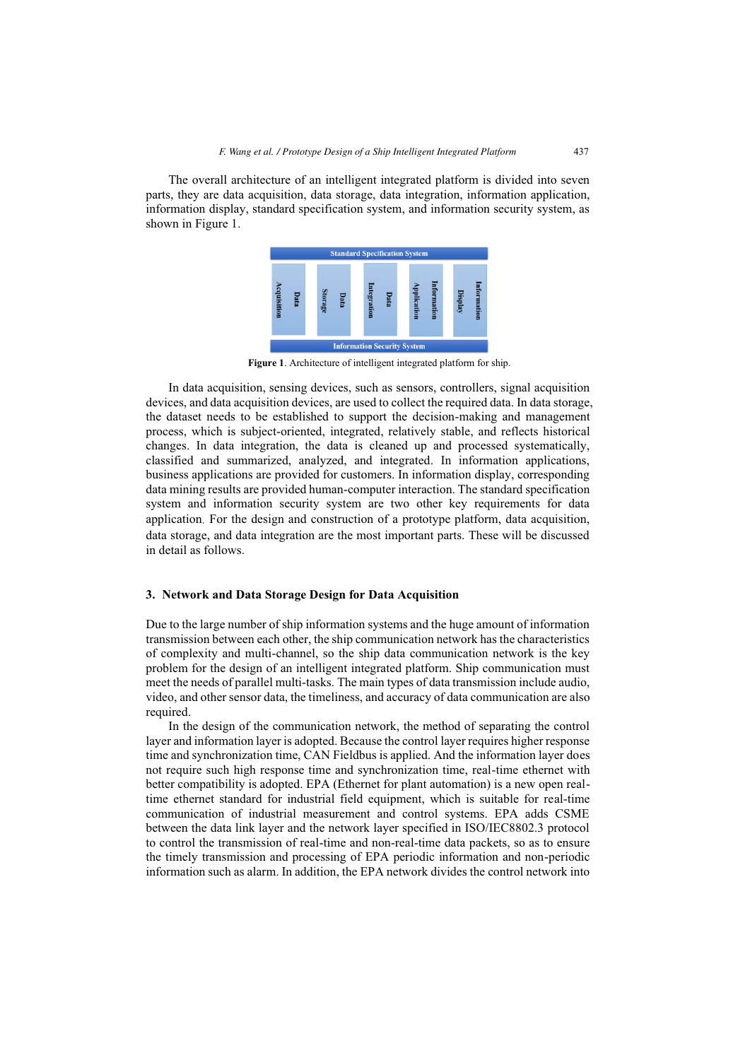The overall architecture of an intelligent integrated platform is divided into seven parts, they are data acquisition, data storage, data integration, information application, information display, standard specification system, and information security system, as shown in Figure 1.

**Figure 1**. Architecture of intelligent integrated platform for ship.

In data acquisition, sensing devices, such as sensors, controllers, signal acquisition devices, and data acquisition devices, are used to collect the required data. In data storage, the dataset needs to be established to support the decision-making and management process, which is subject-oriented, integrated, relatively stable, and reflects historical changes. In data integration, the data is cleaned up and processed systematically, classified and summarized, analyzed, and integrated. In information applications, business applications are provided for customers. In information display, corresponding data mining results are provided human-computer interaction. The standard specification system and information security system are two other key requirements for data application. For the design and construction of a prototype platform, data acquisition, data storage, and data integration are the most important parts. These will be discussed in detail as follows.

## 3. Network and Data Storage Design for Data Acquisition

Due to the large number of ship information systems and the huge amount of information transmission between each other, the ship communication network has the characteristics of complexity and multi-channel, so the ship data communication network is the key problem for the design of an intelligent integrated platform. Ship communication must meet the needs of parallel multi-tasks. The main types of data transmission include audio, video, and other sensor data, the timeliness, and accuracy of data communication are also required.

In the design of the communication network, the method of separating the control layer and information layer is adopted. Because the control layer requires higher response time and synchronization time, CAN Fieldbus is applied. And the information layer does not require such high response time and synchronization time, real-time ethernet with better compatibility is adopted. EPA (Ethernet for plant automation) is a new open real-time ethernet standard for industrial field equipment, which is suitable for real-time communication of industrial measurement and control systems. EPA adds CSME between the data link layer and the network layer specified in ISO/IEC8802.3 protocol to control the transmission of real-time and non-real-time data packets, so as to ensure the timely transmission and processing of EPA periodic information and non-periodic information such as alarm. In addition, the EPA network divides the control network into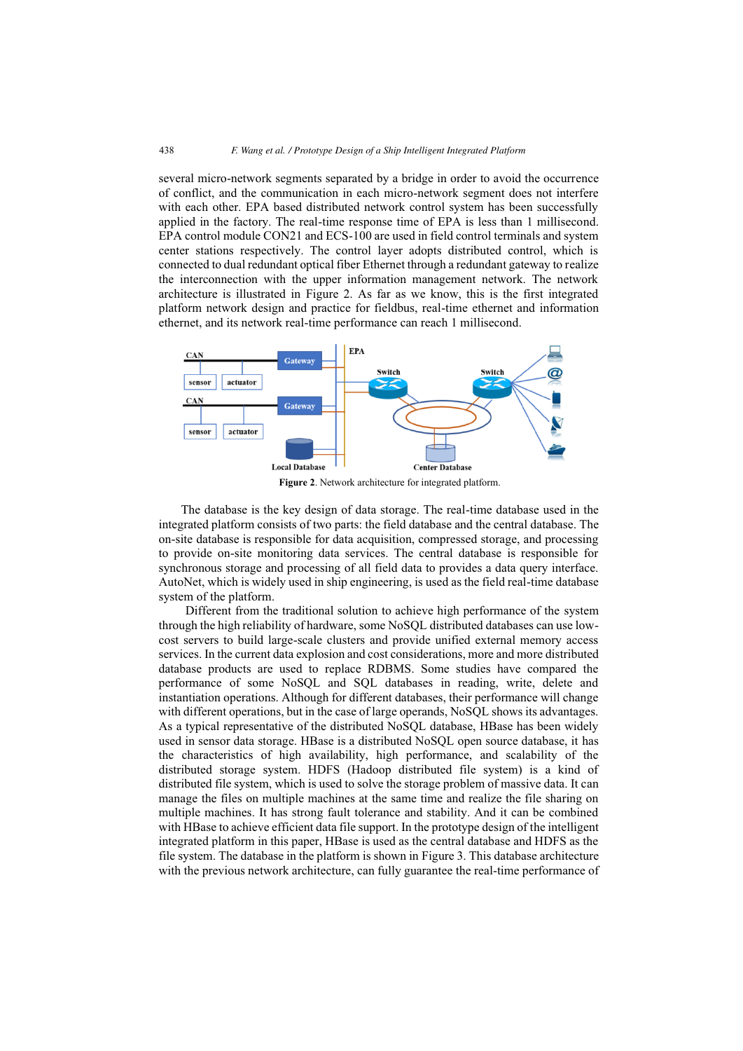several micro-network segments separated by a bridge in order to avoid the occurrence of conflict, and the communication in each micro-network segment does not interfere with each other. EPA based distributed network control system has been successfully applied in the factory. The real-time response time of EPA is less than 1 millisecond. EPA control module CON21 and ECS-100 are used in field control terminals and system center stations respectively. The control layer adopts distributed control, which is connected to dual redundant optical fiber Ethernet through a redundant gateway to realize the interconnection with the upper information management network. The network architecture is illustrated in Figure 2. As far as we know, this is the first integrated platform network design and practice for fieldbus, real-time ethernet and information ethernet, and its network real-time performance can reach 1 millisecond.

**Figure 2**. Network architecture for integrated platform.

The database is the key design of data storage. The real-time database used in the integrated platform consists of two parts: the field database and the central database. The on-site database is responsible for data acquisition, compressed storage, and processing to provide on-site monitoring data services. The central database is responsible for synchronous storage and processing of all field data to provides a data query interface. AutoNet, which is widely used in ship engineering, is used as the field real-time database system of the platform.

Different from the traditional solution to achieve high performance of the system through the high reliability of hardware, some NoSQL distributed databases can use low-cost servers to build large-scale clusters and provide unified external memory access services. In the current data explosion and cost considerations, more and more distributed database products are used to replace RDBMS. Some studies have compared the performance of some NoSQL and SQL databases in reading, write, delete and instantiation operations. Although for different databases, their performance will change with different operations, but in the case of large operands, NoSQL shows its advantages. As a typical representative of the distributed NoSQL database, HBase has been widely used in sensor data storage. HBase is a distributed NoSQL open source database, it has the characteristics of high availability, high performance, and scalability of the distributed storage system. HDFS (Hadoop distributed file system) is a kind of distributed file system, which is used to solve the storage problem of massive data. It can manage the files on multiple machines at the same time and realize the file sharing on multiple machines. It has strong fault tolerance and stability. And it can be combined with HBase to achieve efficient data file support. In the prototype design of the intelligent integrated platform in this paper, HBase is used as the central database and HDFS as the file system. The database in the platform is shown in Figure 3. This database architecture with the previous network architecture, can fully guarantee the real-time performance of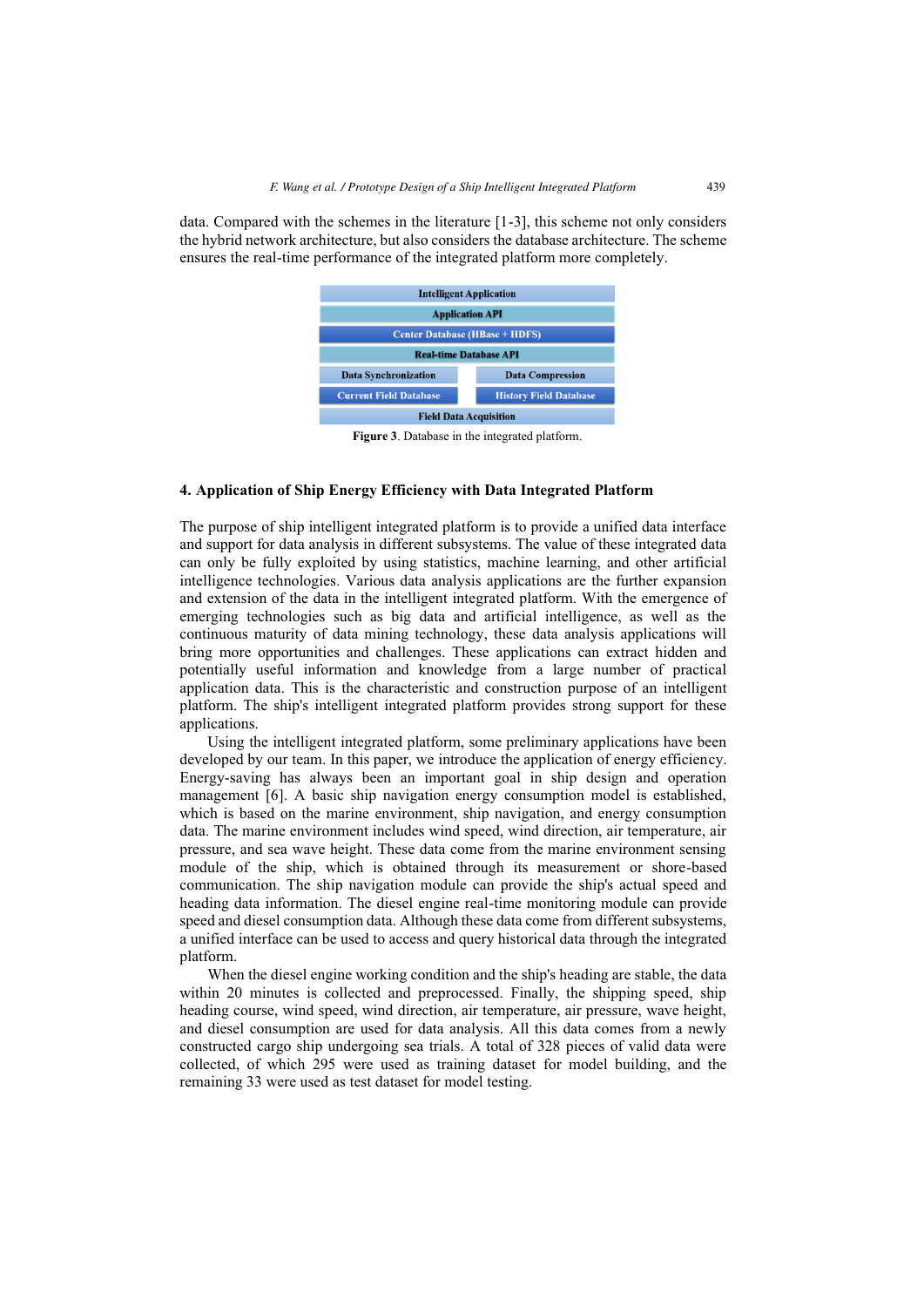data. Compared with the schemes in the literature [1-3], this scheme not only considers the hybrid network architecture, but also considers the database architecture. The scheme ensures the real-time performance of the integrated platform more completely.

| Intelligent Application | |
|---|---|
| Application API | |
| Center Database (HBase + HDFS) | |
| Real-time Database API | |
| Data Synchronization | Data Compression |
| Current Field Database | History Field Database |
| Field Data Acquisition | |

**Figure 3**. Database in the integrated platform.

## 4. Application of Ship Energy Efficiency with Data Integrated Platform

The purpose of ship intelligent integrated platform is to provide a unified data interface and support for data analysis in different subsystems. The value of these integrated data can only be fully exploited by using statistics, machine learning, and other artificial intelligence technologies. Various data analysis applications are the further expansion and extension of the data in the intelligent integrated platform. With the emergence of emerging technologies such as big data and artificial intelligence, as well as the continuous maturity of data mining technology, these data analysis applications will bring more opportunities and challenges. These applications can extract hidden and potentially useful information and knowledge from a large number of practical application data. This is the characteristic and construction purpose of an intelligent platform. The ship's intelligent integrated platform provides strong support for these applications.

Using the intelligent integrated platform, some preliminary applications have been developed by our team. In this paper, we introduce the application of energy efficiency. Energy-saving has always been an important goal in ship design and operation management [6]. A basic ship navigation energy consumption model is established, which is based on the marine environment, ship navigation, and energy consumption data. The marine environment includes wind speed, wind direction, air temperature, air pressure, and sea wave height. These data come from the marine environment sensing module of the ship, which is obtained through its measurement or shore-based communication. The ship navigation module can provide the ship's actual speed and heading data information. The diesel engine real-time monitoring module can provide speed and diesel consumption data. Although these data come from different subsystems, a unified interface can be used to access and query historical data through the integrated platform.

When the diesel engine working condition and the ship's heading are stable, the data within 20 minutes is collected and preprocessed. Finally, the shipping speed, ship heading course, wind speed, wind direction, air temperature, air pressure, wave height, and diesel consumption are used for data analysis. All this data comes from a newly constructed cargo ship undergoing sea trials. A total of 328 pieces of valid data were collected, of which 295 were used as training dataset for model building, and the remaining 33 were used as test dataset for model testing.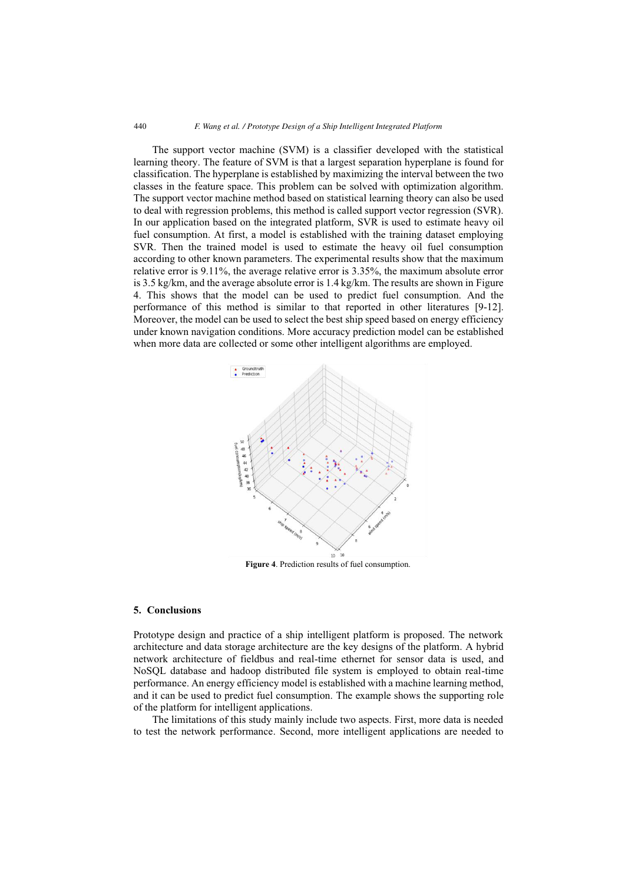The support vector machine (SVM) is a classifier developed with the statistical learning theory. The feature of SVM is that a largest separation hyperplane is found for classification. The hyperplane is established by maximizing the interval between the two classes in the feature space. This problem can be solved with optimization algorithm. The support vector machine method based on statistical learning theory can also be used to deal with regression problems, this method is called support vector regression (SVR). In our application based on the integrated platform, SVR is used to estimate heavy oil fuel consumption. At first, a model is established with the training dataset employing SVR. Then the trained model is used to estimate the heavy oil fuel consumption according to other known parameters. The experimental results show that the maximum relative error is 9.11%, the average relative error is 3.35%, the maximum absolute error is 3.5 kg/km, and the average absolute error is 1.4 kg/km. The results are shown in Figure 4. This shows that the model can be used to predict fuel consumption. And the performance of this method is similar to that reported in other literatures [9-12]. Moreover, the model can be used to select the best ship speed based on energy efficiency under known navigation conditions. More accuracy prediction model can be established when more data are collected or some other intelligent algorithms are employed.

**Figure 4**. Prediction results of fuel consumption.

## 5. Conclusions

Prototype design and practice of a ship intelligent platform is proposed. The network architecture and data storage architecture are the key designs of the platform. A hybrid network architecture of fieldbus and real-time ethernet for sensor data is used, and NoSQL database and hadoop distributed file system is employed to obtain real-time performance. An energy efficiency model is established with a machine learning method, and it can be used to predict fuel consumption. The example shows the supporting role of the platform for intelligent applications.

The limitations of this study mainly include two aspects. First, more data is needed to test the network performance. Second, more intelligent applications are needed to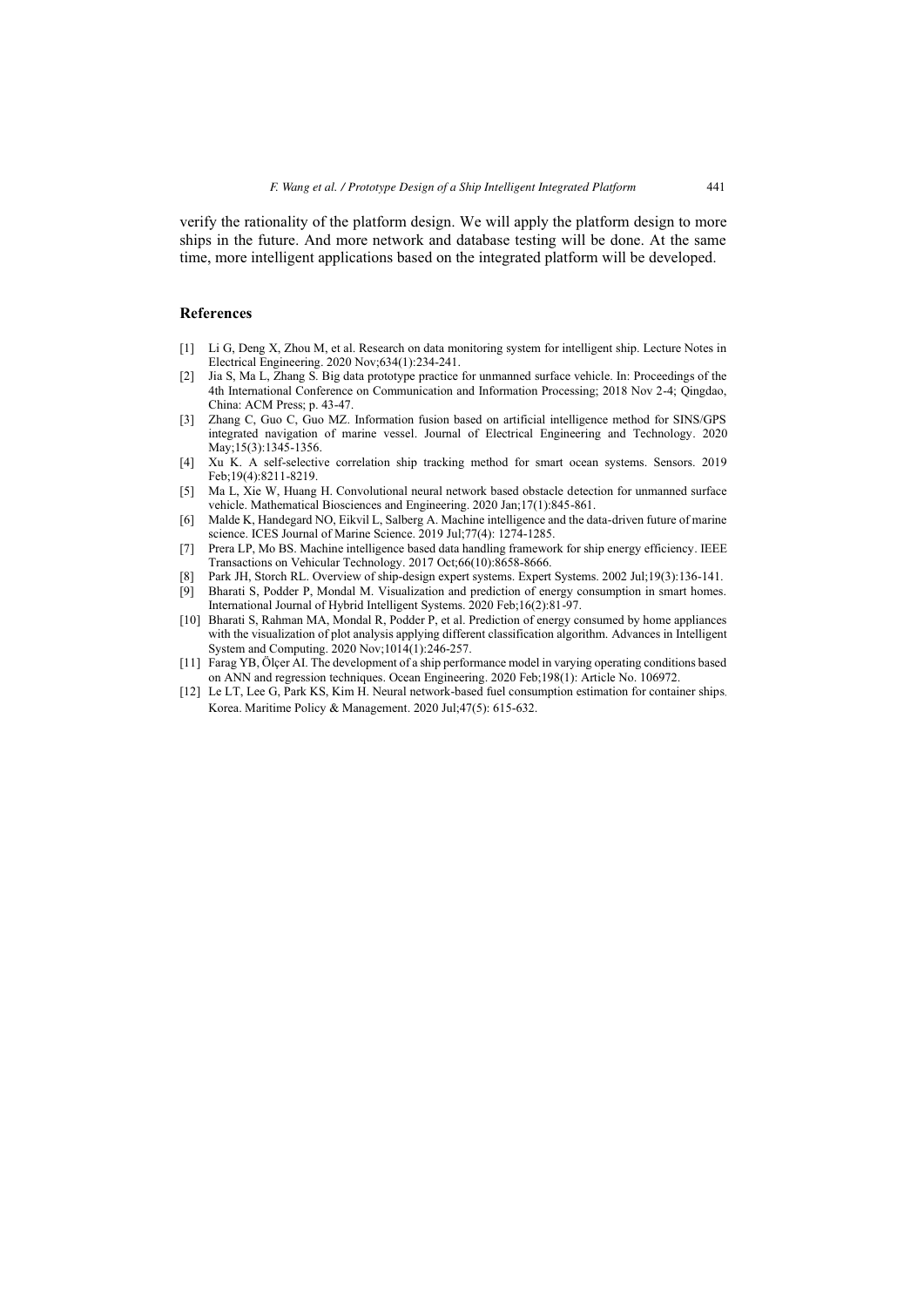verify the rationality of the platform design. We will apply the platform design to more ships in the future. And more network and database testing will be done. At the same time, more intelligent applications based on the integrated platform will be developed.

## References

[1] Li G, Deng X, Zhou M, et al. Research on data monitoring system for intelligent ship. Lecture Notes in Electrical Engineering. 2020 Nov;634(1):234-241.

[2] Jia S, Ma L, Zhang S. Big data prototype practice for unmanned surface vehicle. In: Proceedings of the 4th International Conference on Communication and Information Processing; 2018 Nov 2-4; Qingdao, China: ACM Press; p. 43-47.

[3] Zhang C, Guo C, Guo MZ. Information fusion based on artificial intelligence method for SINS/GPS integrated navigation of marine vessel. Journal of Electrical Engineering and Technology. 2020 May;15(3):1345-1356.

[4] Xu K. A self-selective correlation ship tracking method for smart ocean systems. Sensors. 2019 Feb;19(4):8211-8219.

[5] Ma L, Xie W, Huang H. Convolutional neural network based obstacle detection for unmanned surface vehicle. Mathematical Biosciences and Engineering. 2020 Jan;17(1):845-861.

[6] Malde K, Handegard NO, Eikvil L, Salberg A. Machine intelligence and the data-driven future of marine science. ICES Journal of Marine Science. 2019 Jul;77(4): 1274-1285.

[7] Prera LP, Mo BS. Machine intelligence based data handling framework for ship energy efficiency. IEEE Transactions on Vehicular Technology. 2017 Oct;66(10):8658-8666.

[8] Park JH, Storch RL. Overview of ship-design expert systems. Expert Systems. 2002 Jul;19(3):136-141.

[9] Bharati S, Podder P, Mondal M. Visualization and prediction of energy consumption in smart homes. International Journal of Hybrid Intelligent Systems. 2020 Feb;16(2):81-97.

[10] Bharati S, Rahman MA, Mondal R, Podder P, et al. Prediction of energy consumed by home appliances with the visualization of plot analysis applying different classification algorithm. Advances in Intelligent System and Computing. 2020 Nov;1014(1):246-257.

[11] Farag YB, Ölçer AI. The development of a ship performance model in varying operating conditions based on ANN and regression techniques. Ocean Engineering. 2020 Feb;198(1): Article No. 106972.

[12] Le LT, Lee G, Park KS, Kim H. Neural network-based fuel consumption estimation for container ships, Korea. Maritime Policy & Management. 2020 Jul;47(5): 615-632.